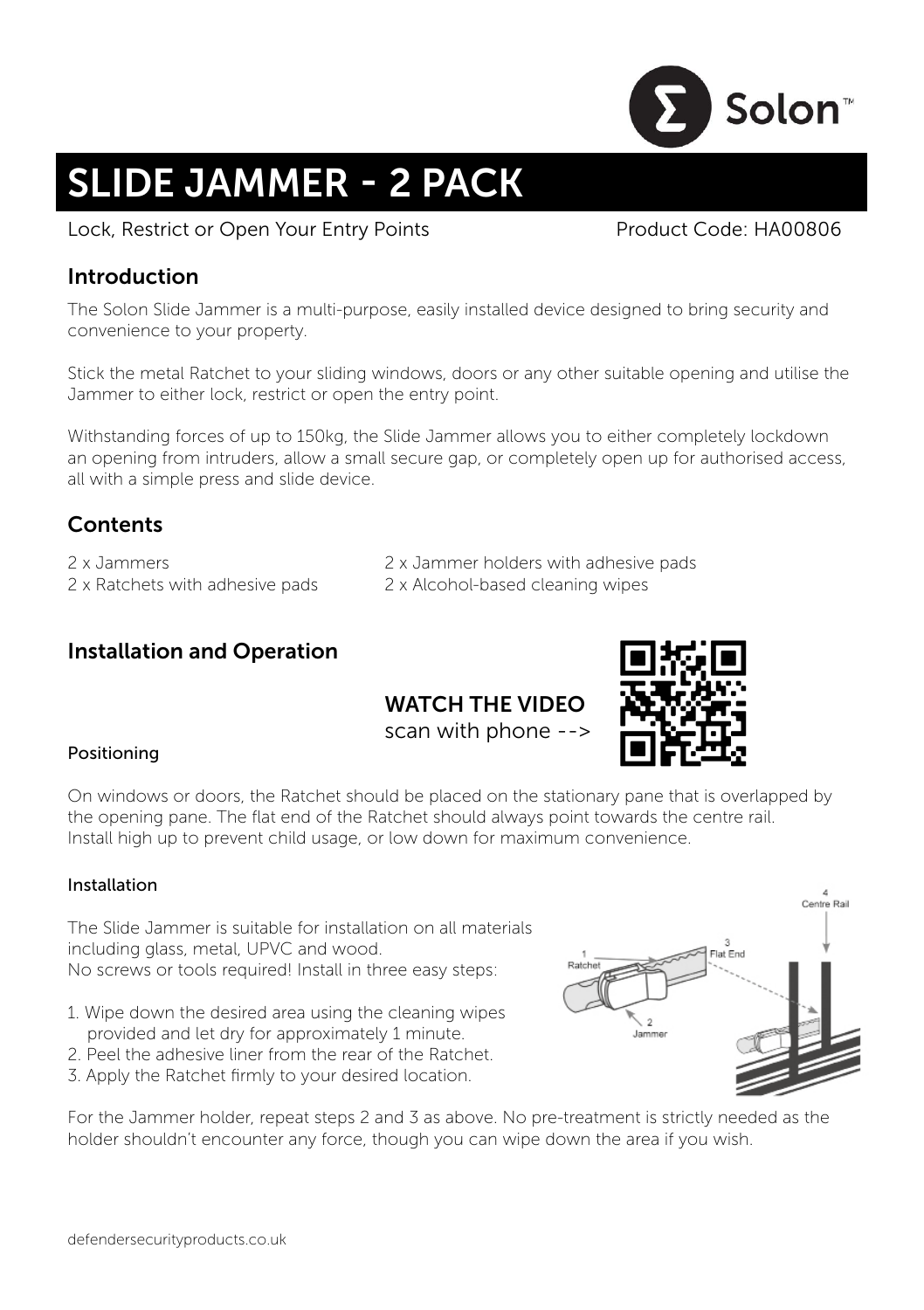# SLIDE JAMMER - 2 PACK

Lock, Restrict or Open Your Entry Points

Product Code: HA00806

## Introduction

The Solon Slide Jammer is a multi-purpose, easily installed device designed to bring security and convenience to your property.

Stick the metal Ratchet to your sliding windows, doors or any other suitable opening and utilise the Jammer to either lock, restrict or open the entry point.

Withstanding forces of up to 150kg, the Slide Jammer allows you to either completely lockdown an opening from intruders, allow a small secure gap, or completely open up for authorised access, all with a simple press and slide device.

## Contents

2 x Jammers
2 x Ratchets with adhesive pads
2 x Jammer holders with adhesive pads
2 x Alcohol-based cleaning wipes

## Installation and Operation

**WATCH THE VIDEO**
scan with phone -->

### Positioning

On windows or doors, the Ratchet should be placed on the stationary pane that is overlapped by the opening pane. The flat end of the Ratchet should always point towards the centre rail.
Install high up to prevent child usage, or low down for maximum convenience.

### Installation

The Slide Jammer is suitable for installation on all materials including glass, metal, UPVC and wood.
No screws or tools required! Install in three easy steps:

1. Wipe down the desired area using the cleaning wipes provided and let dry for approximately 1 minute.
2. Peel the adhesive liner from the rear of the Ratchet.
3. Apply the Ratchet firmly to your desired location.

For the Jammer holder, repeat steps 2 and 3 as above. No pre-treatment is strictly needed as the holder shouldn't encounter any force, though you can wipe down the area if you wish.

defendersecurityproducts.co.uk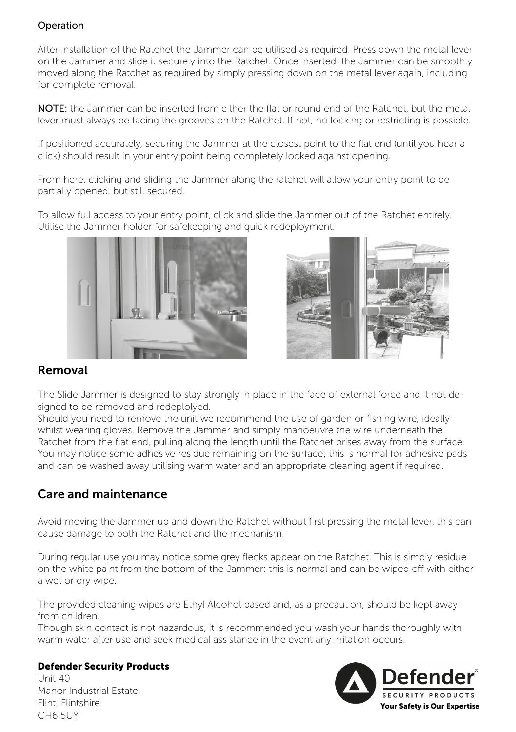Operation

After installation of the Ratchet the Jammer can be utilised as required. Press down the metal lever on the Jammer and slide it securely into the Ratchet. Once inserted, the Jammer can be smoothly moved along the Ratchet as required by simply pressing down on the metal lever again, including for complete removal.

**NOTE:** the Jammer can be inserted from either the flat or round end of the Ratchet, but the metal lever must always be facing the grooves on the Ratchet. If not, no locking or restricting is possible.

If positioned accurately, securing the Jammer at the closest point to the flat end (until you hear a click) should result in your entry point being completely locked against opening.

From here, clicking and sliding the Jammer along the ratchet will allow your entry point to be partially opened, but still secured.

To allow full access to your entry point, click and slide the Jammer out of the Ratchet entirely. Utilise the Jammer holder for safekeeping and quick redeployment.

## Removal

The Slide Jammer is designed to stay strongly in place in the face of external force and it not designed to be removed and redeplolyed.
Should you need to remove the unit we recommend the use of garden or fishing wire, ideally whilst wearing gloves. Remove the Jammer and simply manoeuvre the wire underneath the Ratchet from the flat end, pulling along the length until the Ratchet prises away from the surface. You may notice some adhesive residue remaining on the surface; this is normal for adhesive pads and can be washed away utilising warm water and an appropriate cleaning agent if required.

## Care and maintenance

Avoid moving the Jammer up and down the Ratchet without first pressing the metal lever, this can cause damage to both the Ratchet and the mechanism.

During regular use you may notice some grey flecks appear on the Ratchet. This is simply residue on the white paint from the bottom of the Jammer; this is normal and can be wiped off with either a wet or dry wipe.

The provided cleaning wipes are Ethyl Alcohol based and, as a precaution, should be kept away from children.
Though skin contact is not hazardous, it is recommended you wash your hands thoroughly with warm water after use and seek medical assistance in the event any irritation occurs.

**Defender Security Products**
Unit 40
Manor Industrial Estate
Flint, Flintshire
CH6 5UY

Defender® SECURITY PRODUCTS
**Your Safety is Our Expertise**